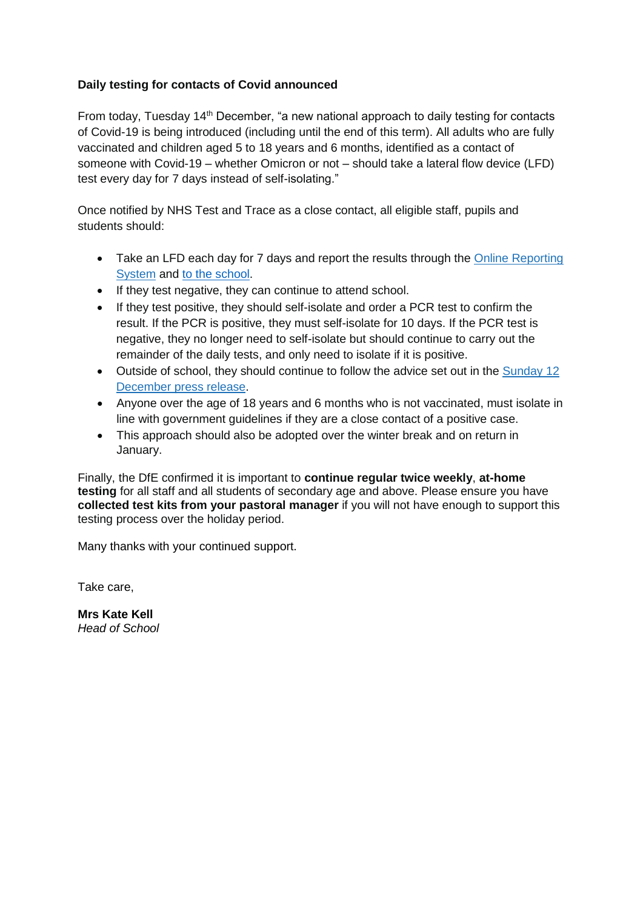**Daily testing for contacts of Covid announced**

From today, Tuesday 14th December, "a new national approach to daily testing for contacts of Covid-19 is being introduced (including until the end of this term). All adults who are fully vaccinated and children aged 5 to 18 years and 6 months, identified as a contact of someone with Covid-19 – whether Omicron or not – should take a lateral flow device (LFD) test every day for 7 days instead of self-isolating."

Once notified by NHS Test and Trace as a close contact, all eligible staff, pupils and students should:

- Take an LFD each day for 7 days and report the results through the Online Reporting System and to the school.
- If they test negative, they can continue to attend school.
- If they test positive, they should self-isolate and order a PCR test to confirm the result. If the PCR is positive, they must self-isolate for 10 days. If the PCR test is negative, they no longer need to self-isolate but should continue to carry out the remainder of the daily tests, and only need to isolate if it is positive.
- Outside of school, they should continue to follow the advice set out in the Sunday 12 December press release.
- Anyone over the age of 18 years and 6 months who is not vaccinated, must isolate in line with government guidelines if they are a close contact of a positive case.
- This approach should also be adopted over the winter break and on return in January.

Finally, the DfE confirmed it is important to **continue regular twice weekly**, **at-home testing** for all staff and all students of secondary age and above. Please ensure you have **collected test kits from your pastoral manager** if you will not have enough to support this testing process over the holiday period.

Many thanks with your continued support.

Take care,

**Mrs Kate Kell**
*Head of School*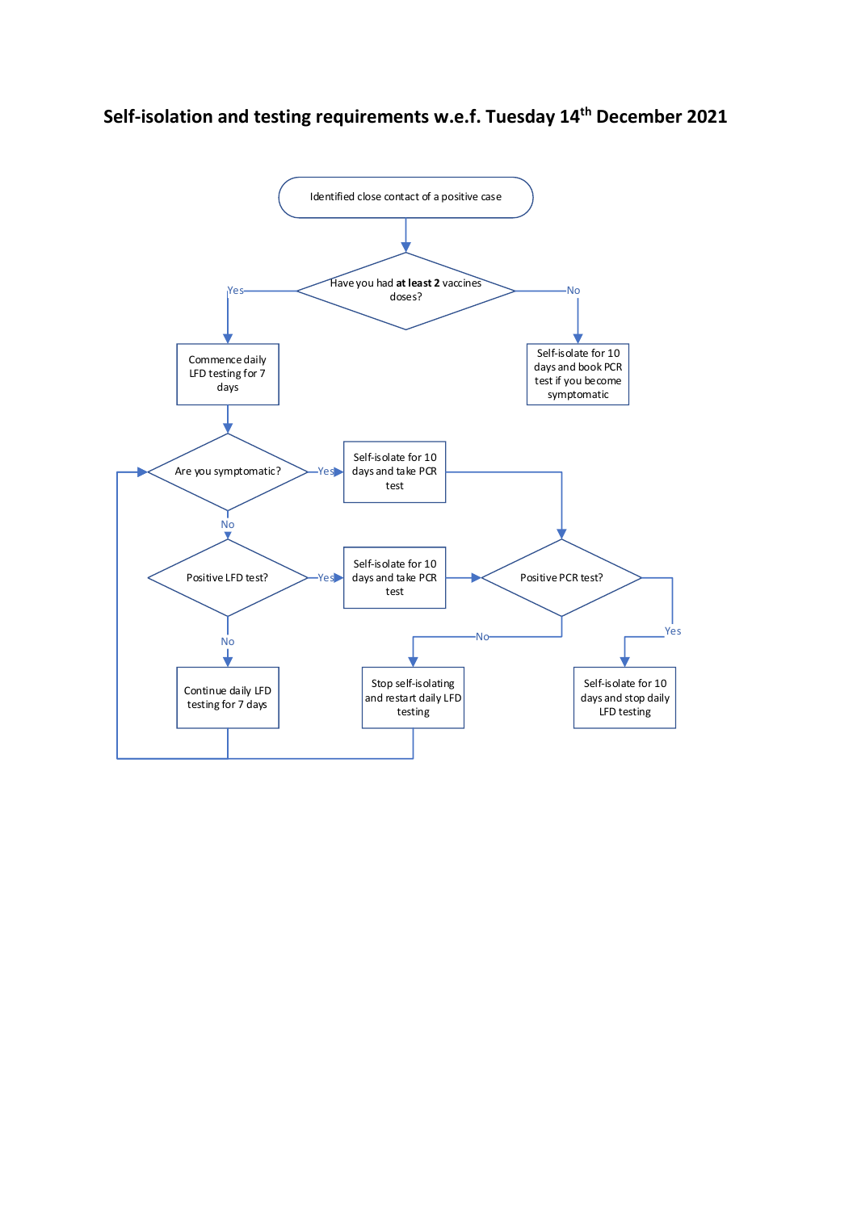# Self-isolation and testing requirements w.e.f. Tuesday 14th December 2021

Identified close contact of a positive case

Have you had **at least 2** vaccines doses?

Yes

No

Commence daily LFD testing for 7 days

Self-isolate for 10 days and book PCR test if you become symptomatic

Are you symptomatic?

Yes

Self-isolate for 10 days and take PCR test

No

Positive LFD test?

Yes

Self-isolate for 10 days and take PCR test

Positive PCR test?

No

Continue daily LFD testing for 7 days

No

Stop self-isolating and restart daily LFD testing

Yes

Self-isolate for 10 days and stop daily LFD testing